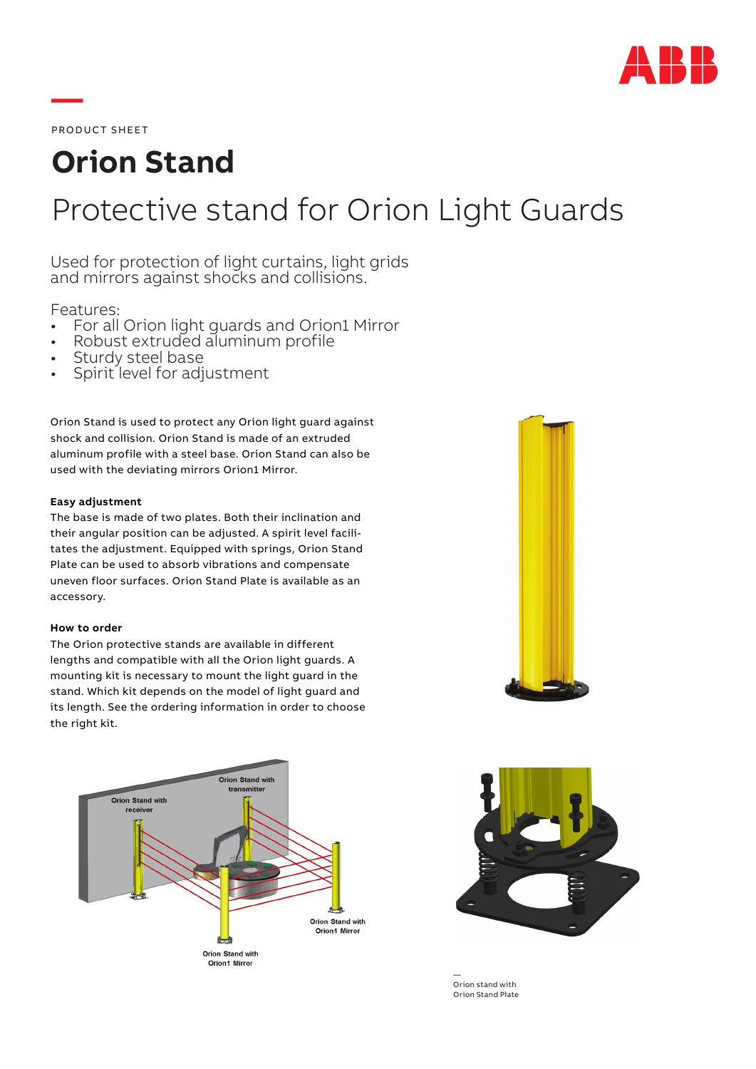PRODUCT SHEET

# Orion Stand

## Protective stand for Orion Light Guards

Used for protection of light curtains, light grids and mirrors against shocks and collisions.

Features:

- For all Orion light guards and Orion1 Mirror
- Robust extruded aluminum profile
- Sturdy steel base
- Spirit level for adjustment

Orion Stand is used to protect any Orion light guard against shock and collision. Orion Stand is made of an extruded aluminum profile with a steel base. Orion Stand can also be used with the deviating mirrors Orion1 Mirror.

**Easy adjustment**

The base is made of two plates. Both their inclination and their angular position can be adjusted. A spirit level facilitates the adjustment. Equipped with springs, Orion Stand Plate can be used to absorb vibrations and compensate uneven floor surfaces. Orion Stand Plate is available as an accessory.

**How to order**

The Orion protective stands are available in different lengths and compatible with all the Orion light guards. A mounting kit is necessary to mount the light guard in the stand. Which kit depends on the model of light guard and its length. See the ordering information in order to choose the right kit.

Orion Stand with receiver

Orion Stand with transmitter

Orion Stand with Orion1 Mirror

Orion Stand with Orion1 Mirror

—
Orion stand with Orion Stand Plate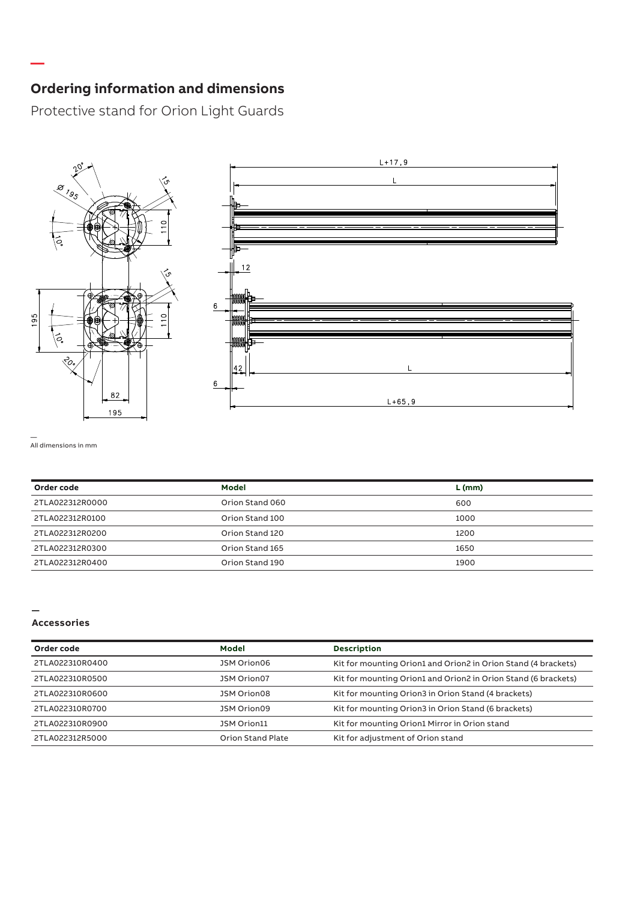## Ordering information and dimensions

Protective stand for Orion Light Guards

All dimensions in mm

| Order code | Model | L (mm) |
|---|---|---|
| 2TLA022312R0000 | Orion Stand 060 | 600 |
| 2TLA022312R0100 | Orion Stand 100 | 1000 |
| 2TLA022312R0200 | Orion Stand 120 | 1200 |
| 2TLA022312R0300 | Orion Stand 165 | 1650 |
| 2TLA022312R0400 | Orion Stand 190 | 1900 |

### Accessories

| Order code | Model | Description |
|---|---|---|
| 2TLA022310R0400 | JSM Orion06 | Kit for mounting Orion1 and Orion2 in Orion Stand (4 brackets) |
| 2TLA022310R0500 | JSM Orion07 | Kit for mounting Orion1 and Orion2 in Orion Stand (6 brackets) |
| 2TLA022310R0600 | JSM Orion08 | Kit for mounting Orion3 in Orion Stand (4 brackets) |
| 2TLA022310R0700 | JSM Orion09 | Kit for mounting Orion3 in Orion Stand (6 brackets) |
| 2TLA022310R0900 | JSM Orion11 | Kit for mounting Orion1 Mirror in Orion stand |
| 2TLA022312R5000 | Orion Stand Plate | Kit for adjustment of Orion stand |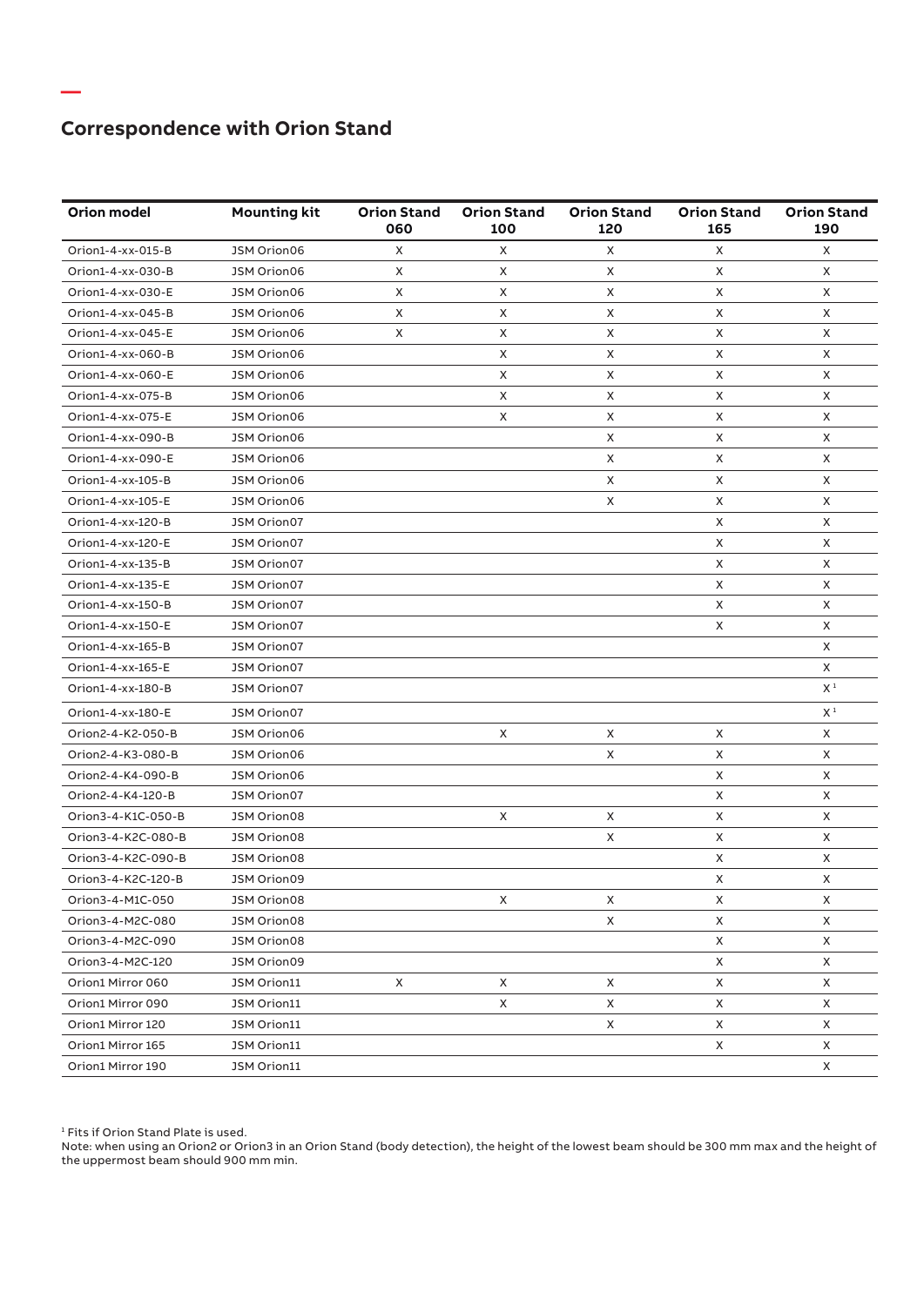## Correspondence with Orion Stand

| Orion model | Mounting kit | Orion Stand 060 | Orion Stand 100 | Orion Stand 120 | Orion Stand 165 | Orion Stand 190 |
|---|---|---|---|---|---|---|
| Orion1-4-xx-015-B | JSM Orion06 | X | X | X | X | X |
| Orion1-4-xx-030-B | JSM Orion06 | X | X | X | X | X |
| Orion1-4-xx-030-E | JSM Orion06 | X | X | X | X | X |
| Orion1-4-xx-045-B | JSM Orion06 | X | X | X | X | X |
| Orion1-4-xx-045-E | JSM Orion06 | X | X | X | X | X |
| Orion1-4-xx-060-B | JSM Orion06 | | X | X | X | X |
| Orion1-4-xx-060-E | JSM Orion06 | | X | X | X | X |
| Orion1-4-xx-075-B | JSM Orion06 | | X | X | X | X |
| Orion1-4-xx-075-E | JSM Orion06 | | X | X | X | X |
| Orion1-4-xx-090-B | JSM Orion06 | | | X | X | X |
| Orion1-4-xx-090-E | JSM Orion06 | | | X | X | X |
| Orion1-4-xx-105-B | JSM Orion06 | | | X | X | X |
| Orion1-4-xx-105-E | JSM Orion06 | | | X | X | X |
| Orion1-4-xx-120-B | JSM Orion07 | | | | X | X |
| Orion1-4-xx-120-E | JSM Orion07 | | | | X | X |
| Orion1-4-xx-135-B | JSM Orion07 | | | | X | X |
| Orion1-4-xx-135-E | JSM Orion07 | | | | X | X |
| Orion1-4-xx-150-B | JSM Orion07 | | | | X | X |
| Orion1-4-xx-150-E | JSM Orion07 | | | | X | X |
| Orion1-4-xx-165-B | JSM Orion07 | | | | | X |
| Orion1-4-xx-165-E | JSM Orion07 | | | | | X |
| Orion1-4-xx-180-B | JSM Orion07 | | | | | X [1] |
| Orion1-4-xx-180-E | JSM Orion07 | | | | | X [1] |
| Orion2-4-K2-050-B | JSM Orion06 | | X | X | X | X |
| Orion2-4-K3-080-B | JSM Orion06 | | | X | X | X |
| Orion2-4-K4-090-B | JSM Orion06 | | | | X | X |
| Orion2-4-K4-120-B | JSM Orion07 | | | | X | X |
| Orion3-4-K1C-050-B | JSM Orion08 | | X | X | X | X |
| Orion3-4-K2C-080-B | JSM Orion08 | | | X | X | X |
| Orion3-4-K2C-090-B | JSM Orion08 | | | | X | X |
| Orion3-4-K2C-120-B | JSM Orion09 | | | | X | X |
| Orion3-4-M1C-050 | JSM Orion08 | | X | X | X | X |
| Orion3-4-M2C-080 | JSM Orion08 | | | X | X | X |
| Orion3-4-M2C-090 | JSM Orion08 | | | | X | X |
| Orion3-4-M2C-120 | JSM Orion09 | | | | X | X |
| Orion1 Mirror 060 | JSM Orion11 | X | X | X | X | X |
| Orion1 Mirror 090 | JSM Orion11 | | X | X | X | X |
| Orion1 Mirror 120 | JSM Orion11 | | | X | X | X |
| Orion1 Mirror 165 | JSM Orion11 | | | | X | X |
| Orion1 Mirror 190 | JSM Orion11 | | | | | X |

[1] Fits if Orion Stand Plate is used.

Note: when using an Orion2 or Orion3 in an Orion Stand (body detection), the height of the lowest beam should be 300 mm max and the height of the uppermost beam should 900 mm min.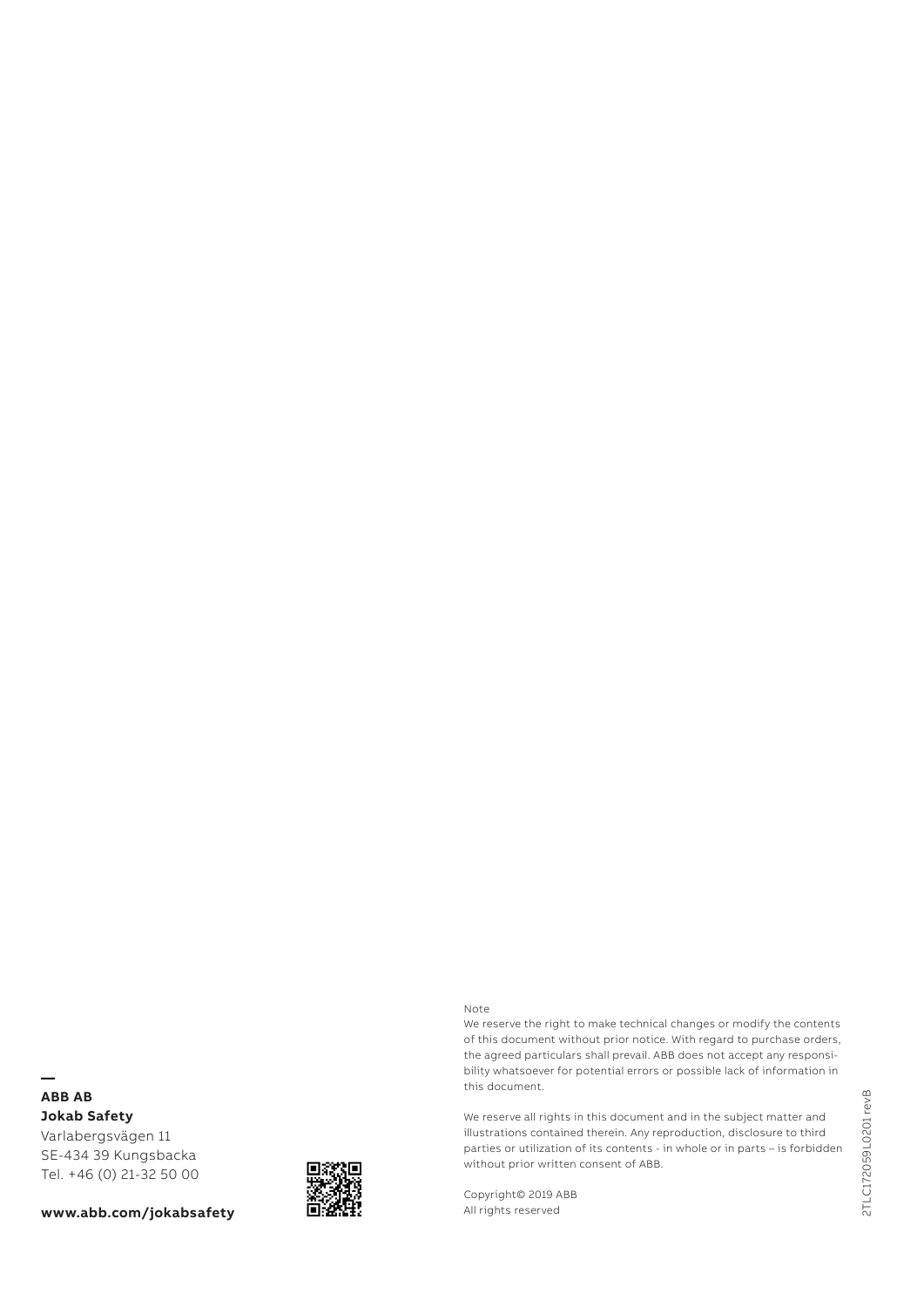—

**ABB AB**
**Jokab Safety**
Varlabergsvägen 11
SE-434 39 Kungsbacka
Tel. +46 (0) 21-32 50 00

**www.abb.com/jokabsafety**

Note
We reserve the right to make technical changes or modify the contents of this document without prior notice. With regard to purchase orders, the agreed particulars shall prevail. ABB does not accept any responsibility whatsoever for potential errors or possible lack of information in this document.

We reserve all rights in this document and in the subject matter and illustrations contained therein. Any reproduction, disclosure to third parties or utilization of its contents - in whole or in parts – is forbidden without prior written consent of ABB.

Copyright© 2019 ABB
All rights reserved

2TLC172059L0201 revB